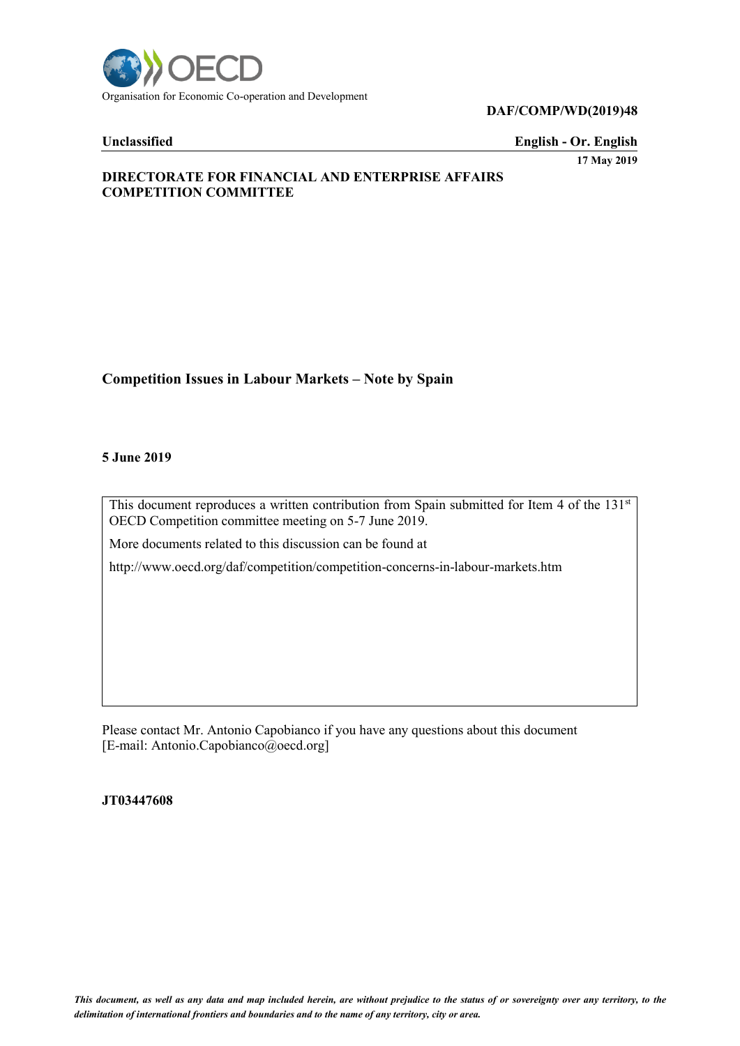Organisation for Economic Co-operation and Development

**DAF/COMP/WD(2019)48**

**Unclassified** **English - Or. English**

**17 May 2019**

**DIRECTORATE FOR FINANCIAL AND ENTERPRISE AFFAIRS**
**COMPETITION COMMITTEE**

## Competition Issues in Labour Markets – Note by Spain

**5 June 2019**

This document reproduces a written contribution from Spain submitted for Item 4 of the 131[st] OECD Competition committee meeting on 5-7 June 2019.

More documents related to this discussion can be found at

http://www.oecd.org/daf/competition/competition-concerns-in-labour-markets.htm

Please contact Mr. Antonio Capobianco if you have any questions about this document [E-mail: Antonio.Capobianco@oecd.org]

**JT03447608**

*This document, as well as any data and map included herein, are without prejudice to the status of or sovereignty over any territory, to the delimitation of international frontiers and boundaries and to the name of any territory, city or area.*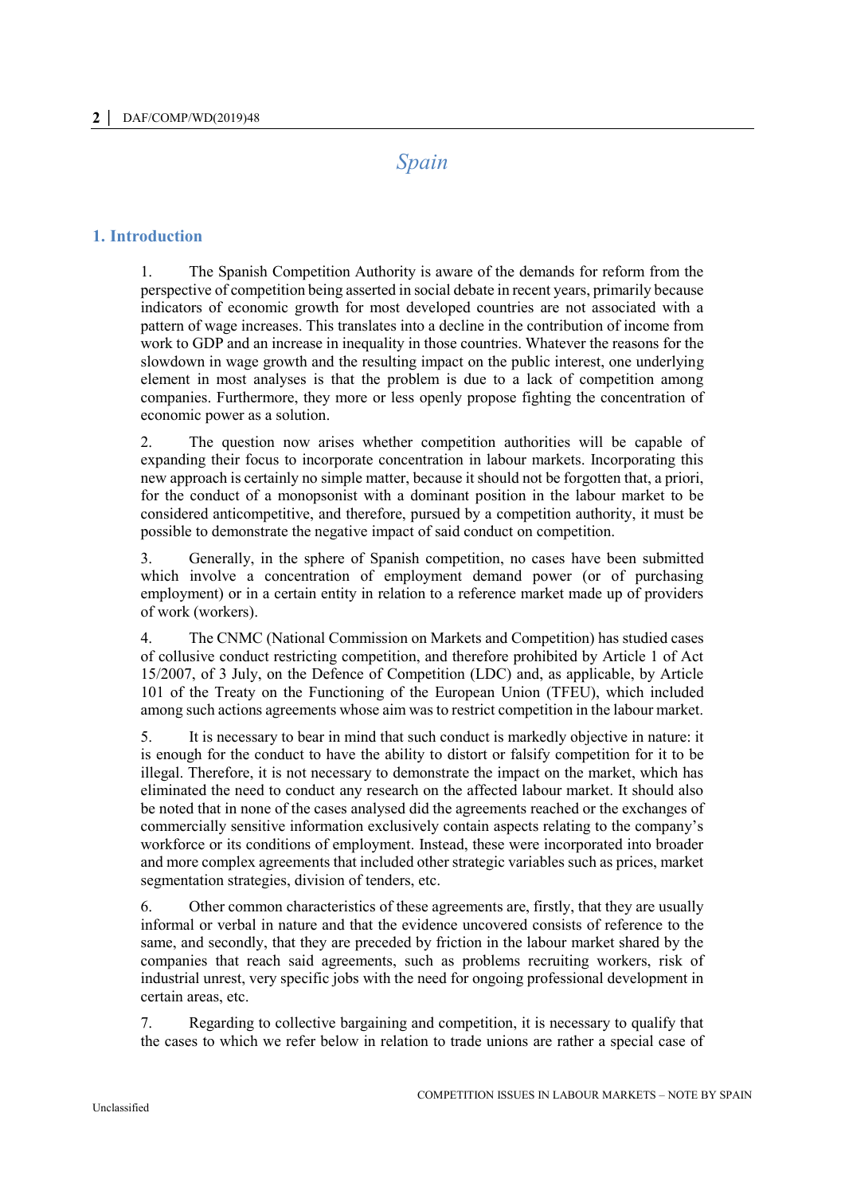# Spain

## 1. Introduction

1. The Spanish Competition Authority is aware of the demands for reform from the perspective of competition being asserted in social debate in recent years, primarily because indicators of economic growth for most developed countries are not associated with a pattern of wage increases. This translates into a decline in the contribution of income from work to GDP and an increase in inequality in those countries. Whatever the reasons for the slowdown in wage growth and the resulting impact on the public interest, one underlying element in most analyses is that the problem is due to a lack of competition among companies. Furthermore, they more or less openly propose fighting the concentration of economic power as a solution.

2. The question now arises whether competition authorities will be capable of expanding their focus to incorporate concentration in labour markets. Incorporating this new approach is certainly no simple matter, because it should not be forgotten that, a priori, for the conduct of a monopsonist with a dominant position in the labour market to be considered anticompetitive, and therefore, pursued by a competition authority, it must be possible to demonstrate the negative impact of said conduct on competition.

3. Generally, in the sphere of Spanish competition, no cases have been submitted which involve a concentration of employment demand power (or of purchasing employment) or in a certain entity in relation to a reference market made up of providers of work (workers).

4. The CNMC (National Commission on Markets and Competition) has studied cases of collusive conduct restricting competition, and therefore prohibited by Article 1 of Act 15/2007, of 3 July, on the Defence of Competition (LDC) and, as applicable, by Article 101 of the Treaty on the Functioning of the European Union (TFEU), which included among such actions agreements whose aim was to restrict competition in the labour market.

5. It is necessary to bear in mind that such conduct is markedly objective in nature: it is enough for the conduct to have the ability to distort or falsify competition for it to be illegal. Therefore, it is not necessary to demonstrate the impact on the market, which has eliminated the need to conduct any research on the affected labour market. It should also be noted that in none of the cases analysed did the agreements reached or the exchanges of commercially sensitive information exclusively contain aspects relating to the company's workforce or its conditions of employment. Instead, these were incorporated into broader and more complex agreements that included other strategic variables such as prices, market segmentation strategies, division of tenders, etc.

6. Other common characteristics of these agreements are, firstly, that they are usually informal or verbal in nature and that the evidence uncovered consists of reference to the same, and secondly, that they are preceded by friction in the labour market shared by the companies that reach said agreements, such as problems recruiting workers, risk of industrial unrest, very specific jobs with the need for ongoing professional development in certain areas, etc.

7. Regarding to collective bargaining and competition, it is necessary to qualify that the cases to which we refer below in relation to trade unions are rather a special case of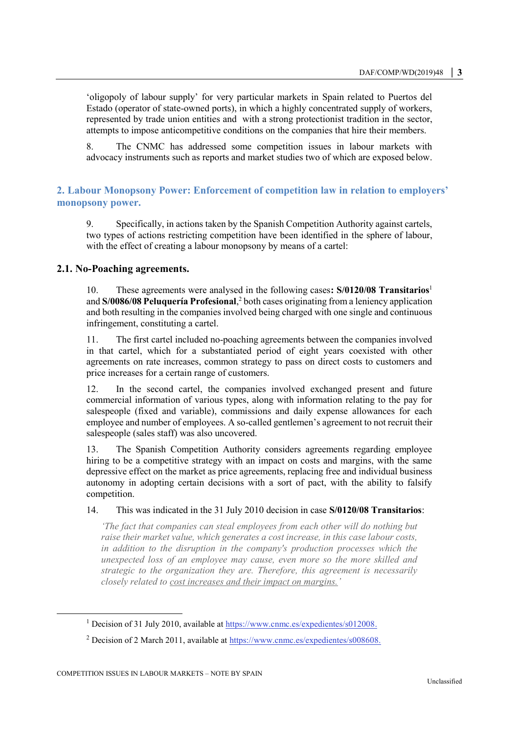'oligopoly of labour supply' for very particular markets in Spain related to Puertos del Estado (operator of state-owned ports), in which a highly concentrated supply of workers, represented by trade union entities and with a strong protectionist tradition in the sector, attempts to impose anticompetitive conditions on the companies that hire their members.

8. The CNMC has addressed some competition issues in labour markets with advocacy instruments such as reports and market studies two of which are exposed below.

## 2. Labour Monopsony Power: Enforcement of competition law in relation to employers' monopsony power.

9. Specifically, in actions taken by the Spanish Competition Authority against cartels, two types of actions restricting competition have been identified in the sphere of labour, with the effect of creating a labour monopsony by means of a cartel:

### 2.1. No-Poaching agreements.

10. These agreements were analysed in the following cases**: S/0120/08 Transitarios**[1] and **S/0086/08 Peluquería Profesional**,[2] both cases originating from a leniency application and both resulting in the companies involved being charged with one single and continuous infringement, constituting a cartel.

11. The first cartel included no-poaching agreements between the companies involved in that cartel, which for a substantiated period of eight years coexisted with other agreements on rate increases, common strategy to pass on direct costs to customers and price increases for a certain range of customers.

12. In the second cartel, the companies involved exchanged present and future commercial information of various types, along with information relating to the pay for salespeople (fixed and variable), commissions and daily expense allowances for each employee and number of employees. A so-called gentlemen's agreement to not recruit their salespeople (sales staff) was also uncovered.

13. The Spanish Competition Authority considers agreements regarding employee hiring to be a competitive strategy with an impact on costs and margins, with the same depressive effect on the market as price agreements, replacing free and individual business autonomy in adopting certain decisions with a sort of pact, with the ability to falsify competition.

14. This was indicated in the 31 July 2010 decision in case **S/0120/08 Transitarios**:

> *'The fact that companies can steal employees from each other will do nothing but raise their market value, which generates a cost increase, in this case labour costs, in addition to the disruption in the company's production processes which the unexpected loss of an employee may cause, even more so the more skilled and strategic to the organization they are. Therefore, this agreement is necessarily closely related to cost increases and their impact on margins.'*

[1] Decision of 31 July 2010, available at https://www.cnmc.es/expedientes/s012008.

[2] Decision of 2 March 2011, available at https://www.cnmc.es/expedientes/s008608.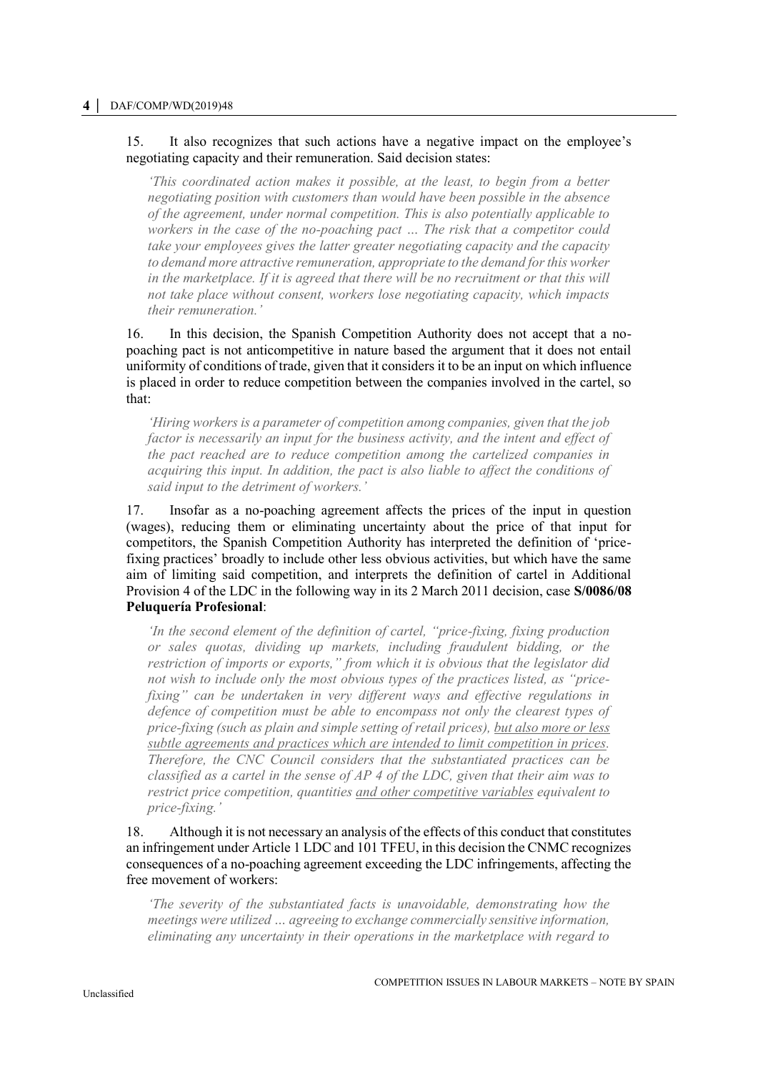15. It also recognizes that such actions have a negative impact on the employee's negotiating capacity and their remuneration. Said decision states:

> *'This coordinated action makes it possible, at the least, to begin from a better negotiating position with customers than would have been possible in the absence of the agreement, under normal competition. This is also potentially applicable to workers in the case of the no-poaching pact … The risk that a competitor could take your employees gives the latter greater negotiating capacity and the capacity to demand more attractive remuneration, appropriate to the demand for this worker in the marketplace. If it is agreed that there will be no recruitment or that this will not take place without consent, workers lose negotiating capacity, which impacts their remuneration.'*

16. In this decision, the Spanish Competition Authority does not accept that a no-poaching pact is not anticompetitive in nature based the argument that it does not entail uniformity of conditions of trade, given that it considers it to be an input on which influence is placed in order to reduce competition between the companies involved in the cartel, so that:

> *'Hiring workers is a parameter of competition among companies, given that the job factor is necessarily an input for the business activity, and the intent and effect of the pact reached are to reduce competition among the cartelized companies in acquiring this input. In addition, the pact is also liable to affect the conditions of said input to the detriment of workers.'*

17. Insofar as a no-poaching agreement affects the prices of the input in question (wages), reducing them or eliminating uncertainty about the price of that input for competitors, the Spanish Competition Authority has interpreted the definition of 'price-fixing practices' broadly to include other less obvious activities, but which have the same aim of limiting said competition, and interprets the definition of cartel in Additional Provision 4 of the LDC in the following way in its 2 March 2011 decision, case **S/0086/08 Peluquería Profesional**:

> *'In the second element of the definition of cartel, "price-fixing, fixing production or sales quotas, dividing up markets, including fraudulent bidding, or the restriction of imports or exports," from which it is obvious that the legislator did not wish to include only the most obvious types of the practices listed, as "price-fixing" can be undertaken in very different ways and effective regulations in defence of competition must be able to encompass not only the clearest types of price-fixing (such as plain and simple setting of retail prices), <u>but also more or less subtle agreements and practices which are intended to limit competition in prices</u>. Therefore, the CNC Council considers that the substantiated practices can be classified as a cartel in the sense of AP 4 of the LDC, given that their aim was to restrict price competition, quantities <u>and other competitive variables</u> equivalent to price-fixing.'*

18. Although it is not necessary an analysis of the effects of this conduct that constitutes an infringement under Article 1 LDC and 101 TFEU, in this decision the CNMC recognizes consequences of a no-poaching agreement exceeding the LDC infringements, affecting the free movement of workers:

> *'The severity of the substantiated facts is unavoidable, demonstrating how the meetings were utilized … agreeing to exchange commercially sensitive information, eliminating any uncertainty in their operations in the marketplace with regard to*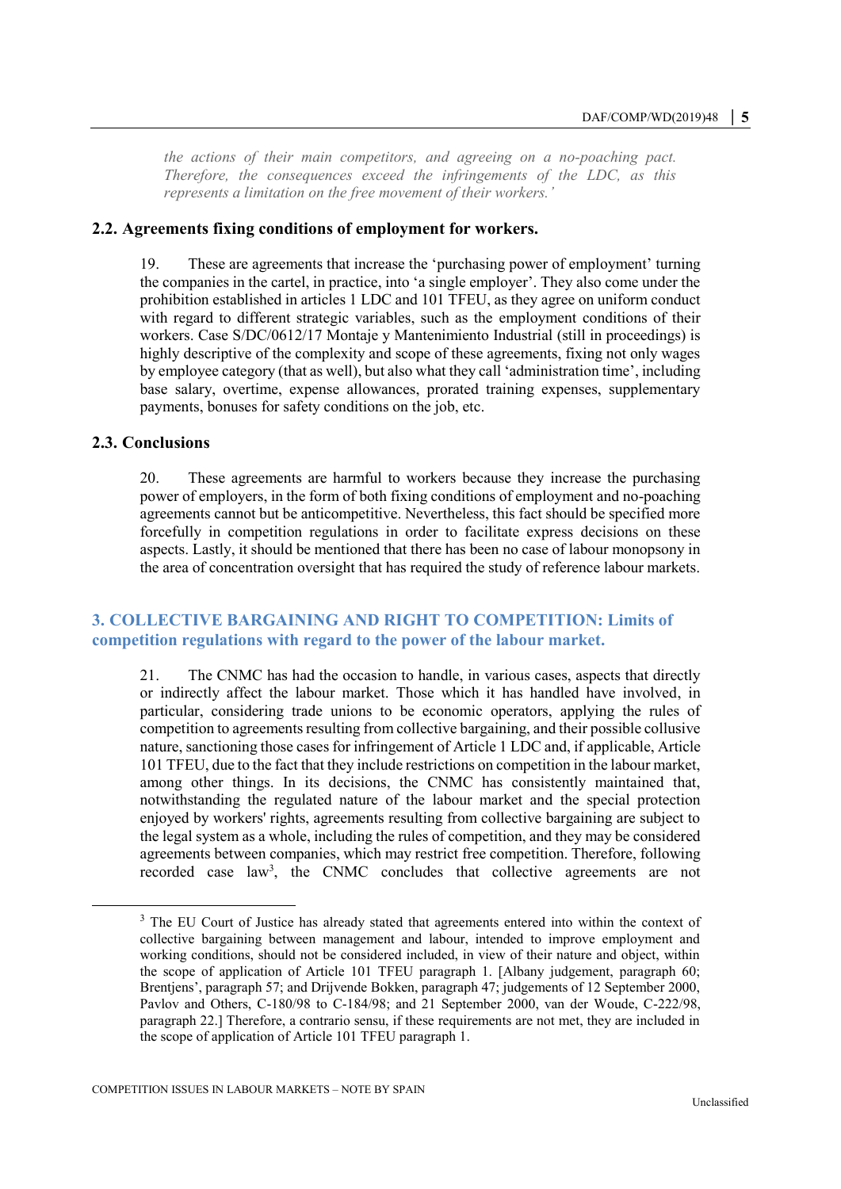*the actions of their main competitors, and agreeing on a no-poaching pact. Therefore, the consequences exceed the infringements of the LDC, as this represents a limitation on the free movement of their workers.'*

### 2.2. Agreements fixing conditions of employment for workers.

19. These are agreements that increase the 'purchasing power of employment' turning the companies in the cartel, in practice, into 'a single employer'. They also come under the prohibition established in articles 1 LDC and 101 TFEU, as they agree on uniform conduct with regard to different strategic variables, such as the employment conditions of their workers. Case S/DC/0612/17 Montaje y Mantenimiento Industrial (still in proceedings) is highly descriptive of the complexity and scope of these agreements, fixing not only wages by employee category (that as well), but also what they call 'administration time', including base salary, overtime, expense allowances, prorated training expenses, supplementary payments, bonuses for safety conditions on the job, etc.

### 2.3. Conclusions

20. These agreements are harmful to workers because they increase the purchasing power of employers, in the form of both fixing conditions of employment and no-poaching agreements cannot but be anticompetitive. Nevertheless, this fact should be specified more forcefully in competition regulations in order to facilitate express decisions on these aspects. Lastly, it should be mentioned that there has been no case of labour monopsony in the area of concentration oversight that has required the study of reference labour markets.

## 3. COLLECTIVE BARGAINING AND RIGHT TO COMPETITION: Limits of competition regulations with regard to the power of the labour market.

21. The CNMC has had the occasion to handle, in various cases, aspects that directly or indirectly affect the labour market. Those which it has handled have involved, in particular, considering trade unions to be economic operators, applying the rules of competition to agreements resulting from collective bargaining, and their possible collusive nature, sanctioning those cases for infringement of Article 1 LDC and, if applicable, Article 101 TFEU, due to the fact that they include restrictions on competition in the labour market, among other things. In its decisions, the CNMC has consistently maintained that, notwithstanding the regulated nature of the labour market and the special protection enjoyed by workers' rights, agreements resulting from collective bargaining are subject to the legal system as a whole, including the rules of competition, and they may be considered agreements between companies, which may restrict free competition. Therefore, following recorded case law[3], the CNMC concludes that collective agreements are not

[3] The EU Court of Justice has already stated that agreements entered into within the context of collective bargaining between management and labour, intended to improve employment and working conditions, should not be considered included, in view of their nature and object, within the scope of application of Article 101 TFEU paragraph 1. [Albany judgement, paragraph 60; Brentjens', paragraph 57; and Drijvende Bokken, paragraph 47; judgements of 12 September 2000, Pavlov and Others, C-180/98 to C-184/98; and 21 September 2000, van der Woude, C-222/98, paragraph 22.] Therefore, a contrario sensu, if these requirements are not met, they are included in the scope of application of Article 101 TFEU paragraph 1.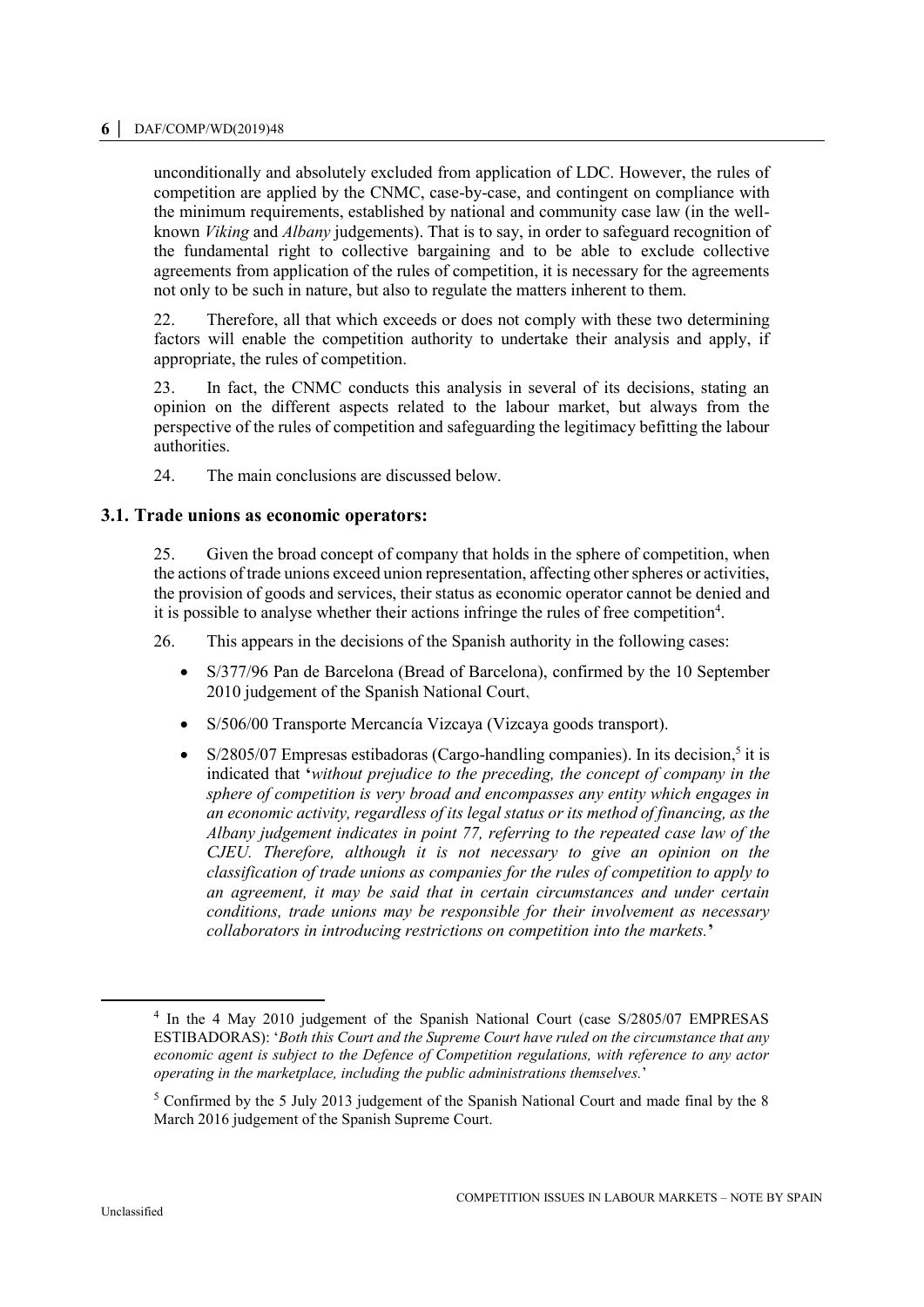unconditionally and absolutely excluded from application of LDC. However, the rules of competition are applied by the CNMC, case-by-case, and contingent on compliance with the minimum requirements, established by national and community case law (in the well-known *Viking* and *Albany* judgements). That is to say, in order to safeguard recognition of the fundamental right to collective bargaining and to be able to exclude collective agreements from application of the rules of competition, it is necessary for the agreements not only to be such in nature, but also to regulate the matters inherent to them.

22. Therefore, all that which exceeds or does not comply with these two determining factors will enable the competition authority to undertake their analysis and apply, if appropriate, the rules of competition.

23. In fact, the CNMC conducts this analysis in several of its decisions, stating an opinion on the different aspects related to the labour market, but always from the perspective of the rules of competition and safeguarding the legitimacy befitting the labour authorities.

24. The main conclusions are discussed below.

### 3.1. Trade unions as economic operators:

25. Given the broad concept of company that holds in the sphere of competition, when the actions of trade unions exceed union representation, affecting other spheres or activities, the provision of goods and services, their status as economic operator cannot be denied and it is possible to analyse whether their actions infringe the rules of free competition[4].

26. This appears in the decisions of the Spanish authority in the following cases:

- S/377/96 Pan de Barcelona (Bread of Barcelona), confirmed by the 10 September 2010 judgement of the Spanish National Court,
- S/506/00 Transporte Mercancía Vizcaya (Vizcaya goods transport).
- S/2805/07 Empresas estibadoras (Cargo-handling companies). In its decision,[5] it is indicated that **'***without prejudice to the preceding, the concept of company in the sphere of competition is very broad and encompasses any entity which engages in an economic activity, regardless of its legal status or its method of financing, as the Albany judgement indicates in point 77, referring to the repeated case law of the CJEU. Therefore, although it is not necessary to give an opinion on the classification of trade unions as companies for the rules of competition to apply to an agreement, it may be said that in certain circumstances and under certain conditions, trade unions may be responsible for their involvement as necessary collaborators in introducing restrictions on competition into the markets.***'**

---

[4] In the 4 May 2010 judgement of the Spanish National Court (case S/2805/07 EMPRESAS ESTIBADORAS): '*Both this Court and the Supreme Court have ruled on the circumstance that any economic agent is subject to the Defence of Competition regulations, with reference to any actor operating in the marketplace, including the public administrations themselves.*'

[5] Confirmed by the 5 July 2013 judgement of the Spanish National Court and made final by the 8 March 2016 judgement of the Spanish Supreme Court.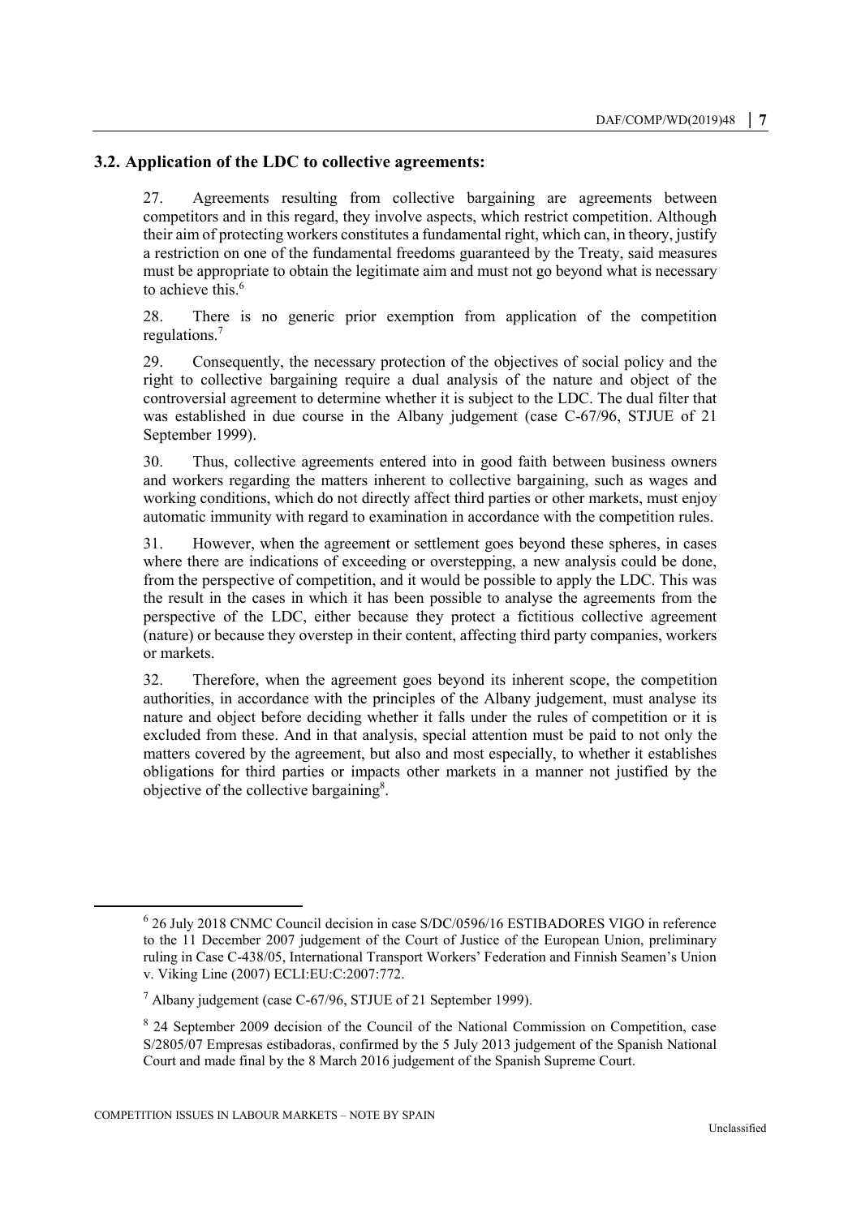### 3.2. Application of the LDC to collective agreements:

27. Agreements resulting from collective bargaining are agreements between competitors and in this regard, they involve aspects, which restrict competition. Although their aim of protecting workers constitutes a fundamental right, which can, in theory, justify a restriction on one of the fundamental freedoms guaranteed by the Treaty, said measures must be appropriate to obtain the legitimate aim and must not go beyond what is necessary to achieve this.[6]

28. There is no generic prior exemption from application of the competition regulations.[7]

29. Consequently, the necessary protection of the objectives of social policy and the right to collective bargaining require a dual analysis of the nature and object of the controversial agreement to determine whether it is subject to the LDC. The dual filter that was established in due course in the Albany judgement (case C-67/96, STJUE of 21 September 1999).

30. Thus, collective agreements entered into in good faith between business owners and workers regarding the matters inherent to collective bargaining, such as wages and working conditions, which do not directly affect third parties or other markets, must enjoy automatic immunity with regard to examination in accordance with the competition rules.

31. However, when the agreement or settlement goes beyond these spheres, in cases where there are indications of exceeding or overstepping, a new analysis could be done, from the perspective of competition, and it would be possible to apply the LDC. This was the result in the cases in which it has been possible to analyse the agreements from the perspective of the LDC, either because they protect a fictitious collective agreement (nature) or because they overstep in their content, affecting third party companies, workers or markets.

32. Therefore, when the agreement goes beyond its inherent scope, the competition authorities, in accordance with the principles of the Albany judgement, must analyse its nature and object before deciding whether it falls under the rules of competition or it is excluded from these. And in that analysis, special attention must be paid to not only the matters covered by the agreement, but also and most especially, to whether it establishes obligations for third parties or impacts other markets in a manner not justified by the objective of the collective bargaining[8].

---

[6] 26 July 2018 CNMC Council decision in case S/DC/0596/16 ESTIBADORES VIGO in reference to the 11 December 2007 judgement of the Court of Justice of the European Union, preliminary ruling in Case C-438/05, International Transport Workers' Federation and Finnish Seamen's Union v. Viking Line (2007) ECLI:EU:C:2007:772.

[7] Albany judgement (case C-67/96, STJUE of 21 September 1999).

[8] 24 September 2009 decision of the Council of the National Commission on Competition, case S/2805/07 Empresas estibadoras, confirmed by the 5 July 2013 judgement of the Spanish National Court and made final by the 8 March 2016 judgement of the Spanish Supreme Court.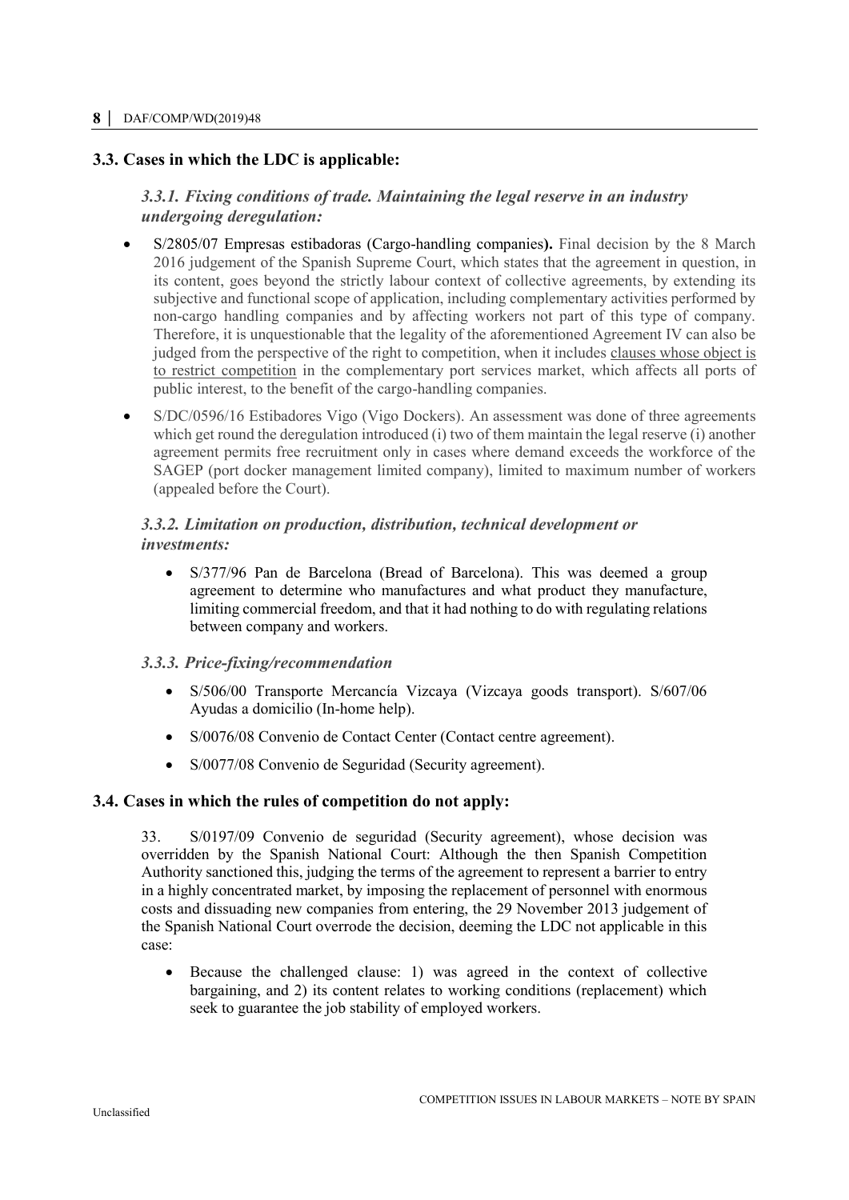## 3.3. Cases in which the LDC is applicable:

### *3.3.1. Fixing conditions of trade. Maintaining the legal reserve in an industry undergoing deregulation:*

- S/2805/07 Empresas estibadoras (Cargo-handling companies**).** Final decision by the 8 March 2016 judgement of the Spanish Supreme Court, which states that the agreement in question, in its content, goes beyond the strictly labour context of collective agreements, by extending its subjective and functional scope of application, including complementary activities performed by non-cargo handling companies and by affecting workers not part of this type of company. Therefore, it is unquestionable that the legality of the aforementioned Agreement IV can also be judged from the perspective of the right to competition, when it includes <u>clauses whose object is to restrict competition</u> in the complementary port services market, which affects all ports of public interest, to the benefit of the cargo-handling companies.
- S/DC/0596/16 Estibadores Vigo (Vigo Dockers). An assessment was done of three agreements which get round the deregulation introduced (i) two of them maintain the legal reserve (i) another agreement permits free recruitment only in cases where demand exceeds the workforce of the SAGEP (port docker management limited company), limited to maximum number of workers (appealed before the Court).

### *3.3.2. Limitation on production, distribution, technical development or investments:*

- S/377/96 Pan de Barcelona (Bread of Barcelona). This was deemed a group agreement to determine who manufactures and what product they manufacture, limiting commercial freedom, and that it had nothing to do with regulating relations between company and workers.

### *3.3.3. Price-fixing/recommendation*

- S/506/00 Transporte Mercancía Vizcaya (Vizcaya goods transport). S/607/06 Ayudas a domicilio (In-home help).
- S/0076/08 Convenio de Contact Center (Contact centre agreement).
- S/0077/08 Convenio de Seguridad (Security agreement).

## 3.4. Cases in which the rules of competition do not apply:

33. S/0197/09 Convenio de seguridad (Security agreement), whose decision was overridden by the Spanish National Court: Although the then Spanish Competition Authority sanctioned this, judging the terms of the agreement to represent a barrier to entry in a highly concentrated market, by imposing the replacement of personnel with enormous costs and dissuading new companies from entering, the 29 November 2013 judgement of the Spanish National Court overrode the decision, deeming the LDC not applicable in this case:

- Because the challenged clause: 1) was agreed in the context of collective bargaining, and 2) its content relates to working conditions (replacement) which seek to guarantee the job stability of employed workers.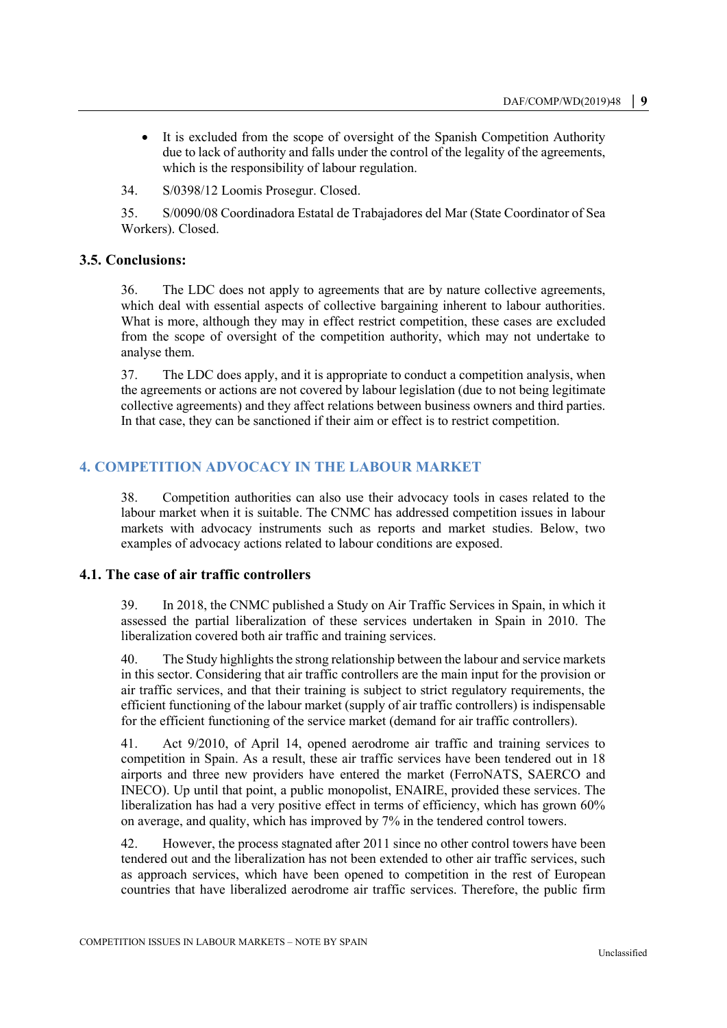- It is excluded from the scope of oversight of the Spanish Competition Authority due to lack of authority and falls under the control of the legality of the agreements, which is the responsibility of labour regulation.

34. S/0398/12 Loomis Prosegur. Closed.

35. S/0090/08 Coordinadora Estatal de Trabajadores del Mar (State Coordinator of Sea Workers). Closed.

### 3.5. Conclusions:

36. The LDC does not apply to agreements that are by nature collective agreements, which deal with essential aspects of collective bargaining inherent to labour authorities. What is more, although they may in effect restrict competition, these cases are excluded from the scope of oversight of the competition authority, which may not undertake to analyse them.

37. The LDC does apply, and it is appropriate to conduct a competition analysis, when the agreements or actions are not covered by labour legislation (due to not being legitimate collective agreements) and they affect relations between business owners and third parties. In that case, they can be sanctioned if their aim or effect is to restrict competition.

## 4. COMPETITION ADVOCACY IN THE LABOUR MARKET

38. Competition authorities can also use their advocacy tools in cases related to the labour market when it is suitable. The CNMC has addressed competition issues in labour markets with advocacy instruments such as reports and market studies. Below, two examples of advocacy actions related to labour conditions are exposed.

### 4.1. The case of air traffic controllers

39. In 2018, the CNMC published a Study on Air Traffic Services in Spain, in which it assessed the partial liberalization of these services undertaken in Spain in 2010. The liberalization covered both air traffic and training services.

40. The Study highlights the strong relationship between the labour and service markets in this sector. Considering that air traffic controllers are the main input for the provision or air traffic services, and that their training is subject to strict regulatory requirements, the efficient functioning of the labour market (supply of air traffic controllers) is indispensable for the efficient functioning of the service market (demand for air traffic controllers).

41. Act 9/2010, of April 14, opened aerodrome air traffic and training services to competition in Spain. As a result, these air traffic services have been tendered out in 18 airports and three new providers have entered the market (FerroNATS, SAERCO and INECO). Up until that point, a public monopolist, ENAIRE, provided these services. The liberalization has had a very positive effect in terms of efficiency, which has grown 60% on average, and quality, which has improved by 7% in the tendered control towers.

42. However, the process stagnated after 2011 since no other control towers have been tendered out and the liberalization has not been extended to other air traffic services, such as approach services, which have been opened to competition in the rest of European countries that have liberalized aerodrome air traffic services. Therefore, the public firm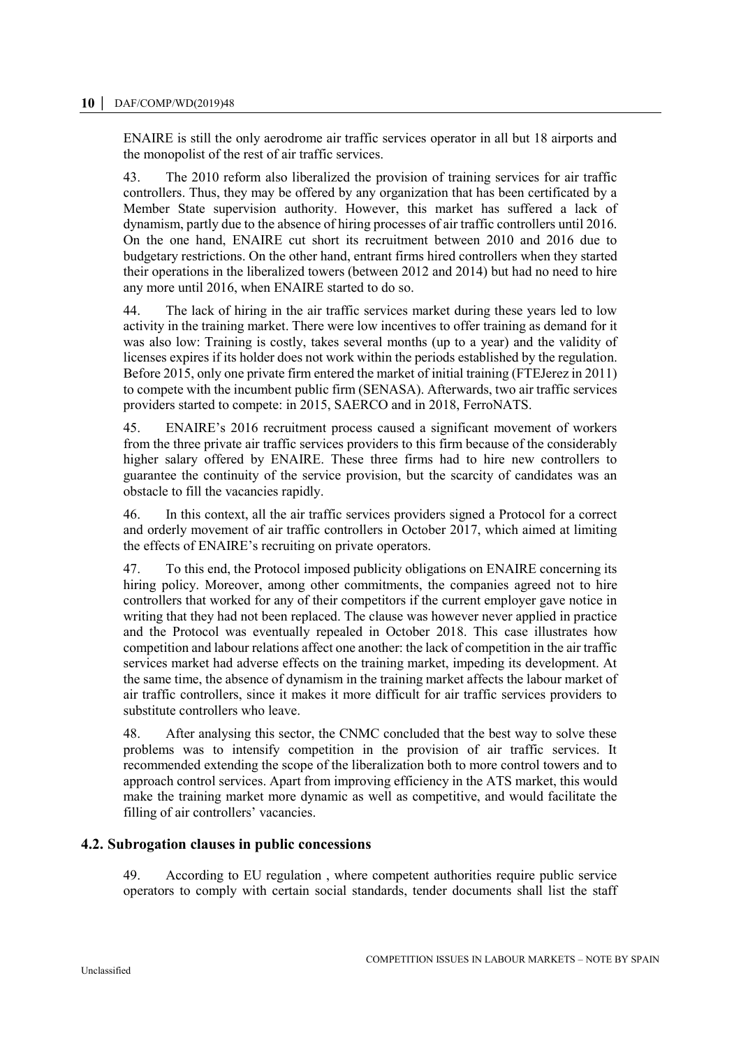ENAIRE is still the only aerodrome air traffic services operator in all but 18 airports and the monopolist of the rest of air traffic services.

43. The 2010 reform also liberalized the provision of training services for air traffic controllers. Thus, they may be offered by any organization that has been certificated by a Member State supervision authority. However, this market has suffered a lack of dynamism, partly due to the absence of hiring processes of air traffic controllers until 2016. On the one hand, ENAIRE cut short its recruitment between 2010 and 2016 due to budgetary restrictions. On the other hand, entrant firms hired controllers when they started their operations in the liberalized towers (between 2012 and 2014) but had no need to hire any more until 2016, when ENAIRE started to do so.

44. The lack of hiring in the air traffic services market during these years led to low activity in the training market. There were low incentives to offer training as demand for it was also low: Training is costly, takes several months (up to a year) and the validity of licenses expires if its holder does not work within the periods established by the regulation. Before 2015, only one private firm entered the market of initial training (FTEJerez in 2011) to compete with the incumbent public firm (SENASA). Afterwards, two air traffic services providers started to compete: in 2015, SAERCO and in 2018, FerroNATS.

45. ENAIRE's 2016 recruitment process caused a significant movement of workers from the three private air traffic services providers to this firm because of the considerably higher salary offered by ENAIRE. These three firms had to hire new controllers to guarantee the continuity of the service provision, but the scarcity of candidates was an obstacle to fill the vacancies rapidly.

46. In this context, all the air traffic services providers signed a Protocol for a correct and orderly movement of air traffic controllers in October 2017, which aimed at limiting the effects of ENAIRE's recruiting on private operators.

47. To this end, the Protocol imposed publicity obligations on ENAIRE concerning its hiring policy. Moreover, among other commitments, the companies agreed not to hire controllers that worked for any of their competitors if the current employer gave notice in writing that they had not been replaced. The clause was however never applied in practice and the Protocol was eventually repealed in October 2018. This case illustrates how competition and labour relations affect one another: the lack of competition in the air traffic services market had adverse effects on the training market, impeding its development. At the same time, the absence of dynamism in the training market affects the labour market of air traffic controllers, since it makes it more difficult for air traffic services providers to substitute controllers who leave.

48. After analysing this sector, the CNMC concluded that the best way to solve these problems was to intensify competition in the provision of air traffic services. It recommended extending the scope of the liberalization both to more control towers and to approach control services. Apart from improving efficiency in the ATS market, this would make the training market more dynamic as well as competitive, and would facilitate the filling of air controllers' vacancies.

### 4.2. Subrogation clauses in public concessions

49. According to EU regulation , where competent authorities require public service operators to comply with certain social standards, tender documents shall list the staff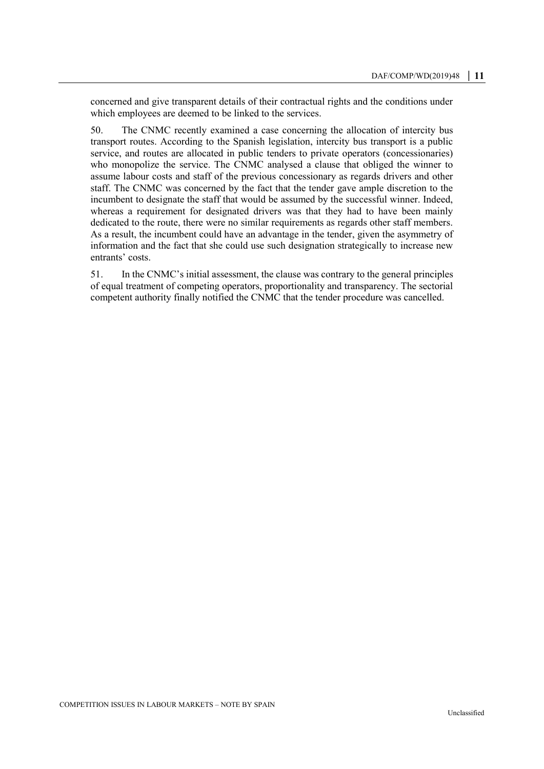concerned and give transparent details of their contractual rights and the conditions under which employees are deemed to be linked to the services.

50. The CNMC recently examined a case concerning the allocation of intercity bus transport routes. According to the Spanish legislation, intercity bus transport is a public service, and routes are allocated in public tenders to private operators (concessionaries) who monopolize the service. The CNMC analysed a clause that obliged the winner to assume labour costs and staff of the previous concessionary as regards drivers and other staff. The CNMC was concerned by the fact that the tender gave ample discretion to the incumbent to designate the staff that would be assumed by the successful winner. Indeed, whereas a requirement for designated drivers was that they had to have been mainly dedicated to the route, there were no similar requirements as regards other staff members. As a result, the incumbent could have an advantage in the tender, given the asymmetry of information and the fact that she could use such designation strategically to increase new entrants' costs.

51. In the CNMC's initial assessment, the clause was contrary to the general principles of equal treatment of competing operators, proportionality and transparency. The sectorial competent authority finally notified the CNMC that the tender procedure was cancelled.